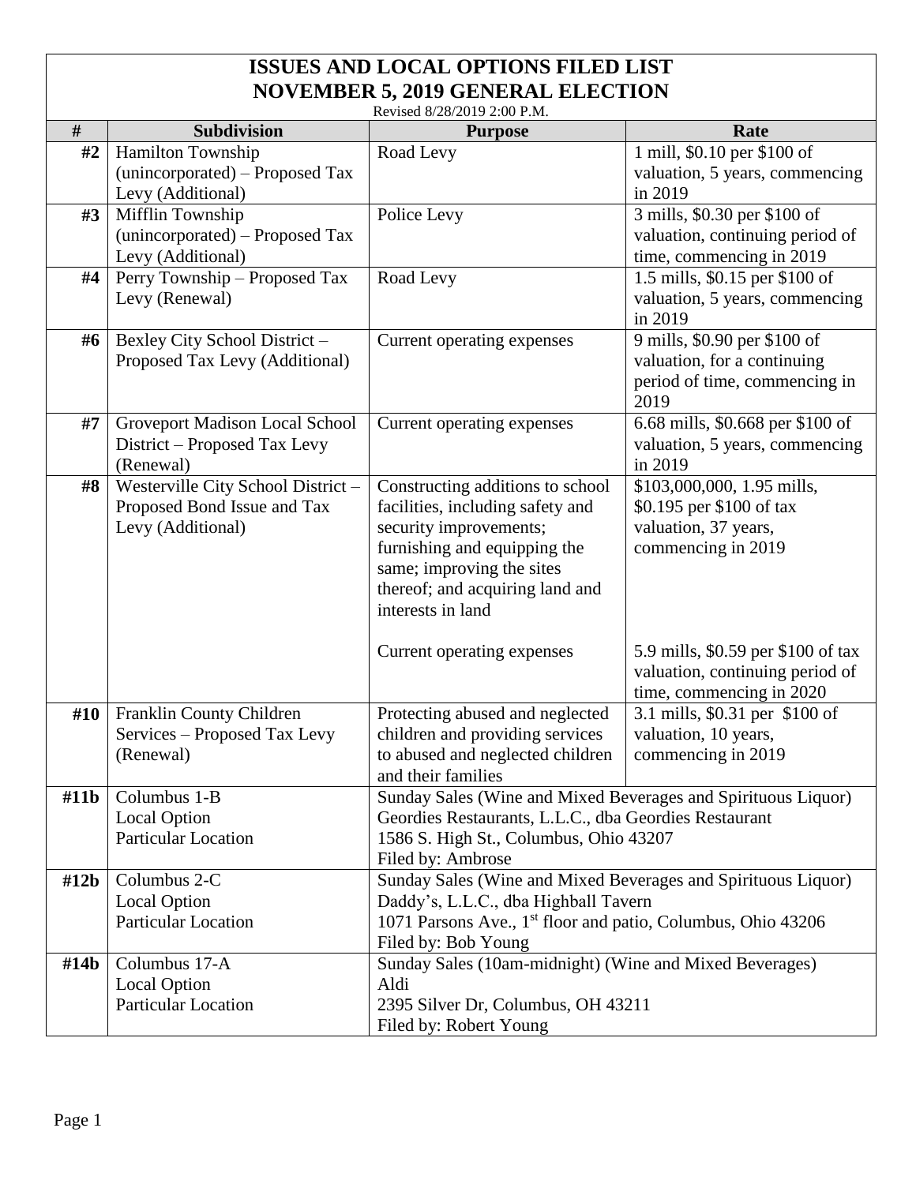# ISSUES AND LOCAL OPTIONS FILED LIST
## NOVEMBER 5, 2019 GENERAL ELECTION

Revised 8/28/2019 2:00 P.M.

| # | Subdivision | Purpose | Rate |
|---|---|---|---|
| #2 | Hamilton Township (unincorporated) – Proposed Tax Levy (Additional) | Road Levy | 1 mill, $0.10 per $100 of valuation, 5 years, commencing in 2019 |
| #3 | Mifflin Township (unincorporated) – Proposed Tax Levy (Additional) | Police Levy | 3 mills, $0.30 per $100 of valuation, continuing period of time, commencing in 2019 |
| #4 | Perry Township – Proposed Tax Levy (Renewal) | Road Levy | 1.5 mills, $0.15 per $100 of valuation, 5 years, commencing in 2019 |
| #6 | Bexley City School District – Proposed Tax Levy (Additional) | Current operating expenses | 9 mills, $0.90 per $100 of valuation, for a continuing period of time, commencing in 2019 |
| #7 | Groveport Madison Local School District – Proposed Tax Levy (Renewal) | Current operating expenses | 6.68 mills, $0.668 per $100 of valuation, 5 years, commencing in 2019 |
| #8 | Westerville City School District – Proposed Bond Issue and Tax Levy (Additional) | Constructing additions to school facilities, including safety and security improvements; furnishing and equipping the same; improving the sites thereof; and acquiring land and interests in land<br><br>Current operating expenses | $103,000,000, 1.95 mills, $0.195 per $100 of tax valuation, 37 years, commencing in 2019<br><br>5.9 mills, $0.59 per $100 of tax valuation, continuing period of time, commencing in 2020 |
| #10 | Franklin County Children Services – Proposed Tax Levy (Renewal) | Protecting abused and neglected children and providing services to abused and neglected children and their families | 3.1 mills, $0.31 per $100 of valuation, 10 years, commencing in 2019 |
| #11b | Columbus 1-B<br>Local Option<br>Particular Location | Sunday Sales (Wine and Mixed Beverages and Spirituous Liquor)<br>Geordies Restaurants, L.L.C., dba Geordies Restaurant<br>1586 S. High St., Columbus, Ohio 43207<br>Filed by: Ambrose | |
| #12b | Columbus 2-C<br>Local Option<br>Particular Location | Sunday Sales (Wine and Mixed Beverages and Spirituous Liquor)<br>Daddy's, L.L.C., dba Highball Tavern<br>1071 Parsons Ave., 1st floor and patio, Columbus, Ohio 43206<br>Filed by: Bob Young | |
| #14b | Columbus 17-A<br>Local Option<br>Particular Location | Sunday Sales (10am-midnight) (Wine and Mixed Beverages)<br>Aldi<br>2395 Silver Dr, Columbus, OH 43211<br>Filed by: Robert Young | |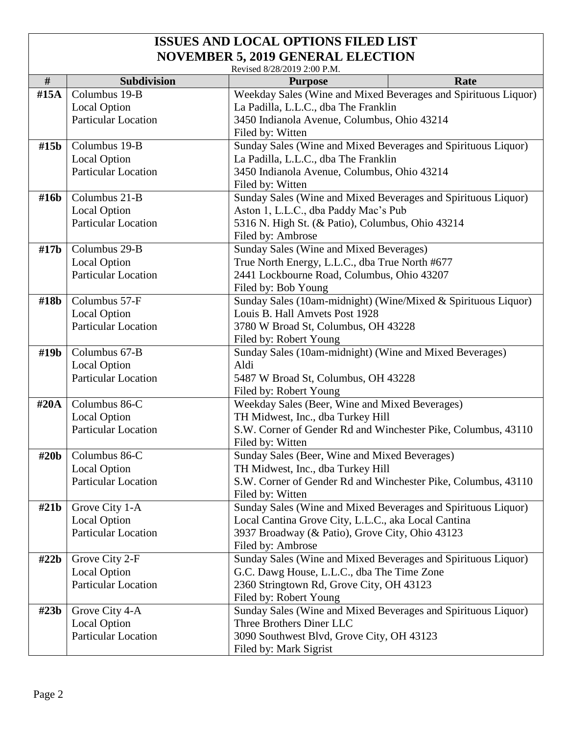# ISSUES AND LOCAL OPTIONS FILED LIST
## NOVEMBER 5, 2019 GENERAL ELECTION

Revised 8/28/2019 2:00 P.M.

| # | Subdivision | Purpose | Rate |
|---|---|---|---|
| #15A | Columbus 19-B<br>Local Option<br>Particular Location | Weekday Sales (Wine and Mixed Beverages and Spirituous Liquor)<br>La Padilla, L.L.C., dba The Franklin<br>3450 Indianola Avenue, Columbus, Ohio 43214<br>Filed by: Witten | |
| #15b | Columbus 19-B<br>Local Option<br>Particular Location | Sunday Sales (Wine and Mixed Beverages and Spirituous Liquor)<br>La Padilla, L.L.C., dba The Franklin<br>3450 Indianola Avenue, Columbus, Ohio 43214<br>Filed by: Witten | |
| #16b | Columbus 21-B<br>Local Option<br>Particular Location | Sunday Sales (Wine and Mixed Beverages and Spirituous Liquor)<br>Aston 1, L.L.C., dba Paddy Mac's Pub<br>5316 N. High St. (& Patio), Columbus, Ohio 43214<br>Filed by: Ambrose | |
| #17b | Columbus 29-B<br>Local Option<br>Particular Location | Sunday Sales (Wine and Mixed Beverages)<br>True North Energy, L.L.C., dba True North #677<br>2441 Lockbourne Road, Columbus, Ohio 43207<br>Filed by: Bob Young | |
| #18b | Columbus 57-F<br>Local Option<br>Particular Location | Sunday Sales (10am-midnight) (Wine/Mixed & Spirituous Liquor)<br>Louis B. Hall Amvets Post 1928<br>3780 W Broad St, Columbus, OH 43228<br>Filed by: Robert Young | |
| #19b | Columbus 67-B<br>Local Option<br>Particular Location | Sunday Sales (10am-midnight) (Wine and Mixed Beverages)<br>Aldi<br>5487 W Broad St, Columbus, OH 43228<br>Filed by: Robert Young | |
| #20A | Columbus 86-C<br>Local Option<br>Particular Location | Weekday Sales (Beer, Wine and Mixed Beverages)<br>TH Midwest, Inc., dba Turkey Hill<br>S.W. Corner of Gender Rd and Winchester Pike, Columbus, 43110<br>Filed by: Witten | |
| #20b | Columbus 86-C<br>Local Option<br>Particular Location | Sunday Sales (Beer, Wine and Mixed Beverages)<br>TH Midwest, Inc., dba Turkey Hill<br>S.W. Corner of Gender Rd and Winchester Pike, Columbus, 43110<br>Filed by: Witten | |
| #21b | Grove City 1-A<br>Local Option<br>Particular Location | Sunday Sales (Wine and Mixed Beverages and Spirituous Liquor)<br>Local Cantina Grove City, L.L.C., aka Local Cantina<br>3937 Broadway (& Patio), Grove City, Ohio 43123<br>Filed by: Ambrose | |
| #22b | Grove City 2-F<br>Local Option<br>Particular Location | Sunday Sales (Wine and Mixed Beverages and Spirituous Liquor)<br>G.C. Dawg House, L.L.C., dba The Time Zone<br>2360 Stringtown Rd, Grove City, OH 43123<br>Filed by: Robert Young | |
| #23b | Grove City 4-A<br>Local Option<br>Particular Location | Sunday Sales (Wine and Mixed Beverages and Spirituous Liquor)<br>Three Brothers Diner LLC<br>3090 Southwest Blvd, Grove City, OH 43123<br>Filed by: Mark Sigrist | |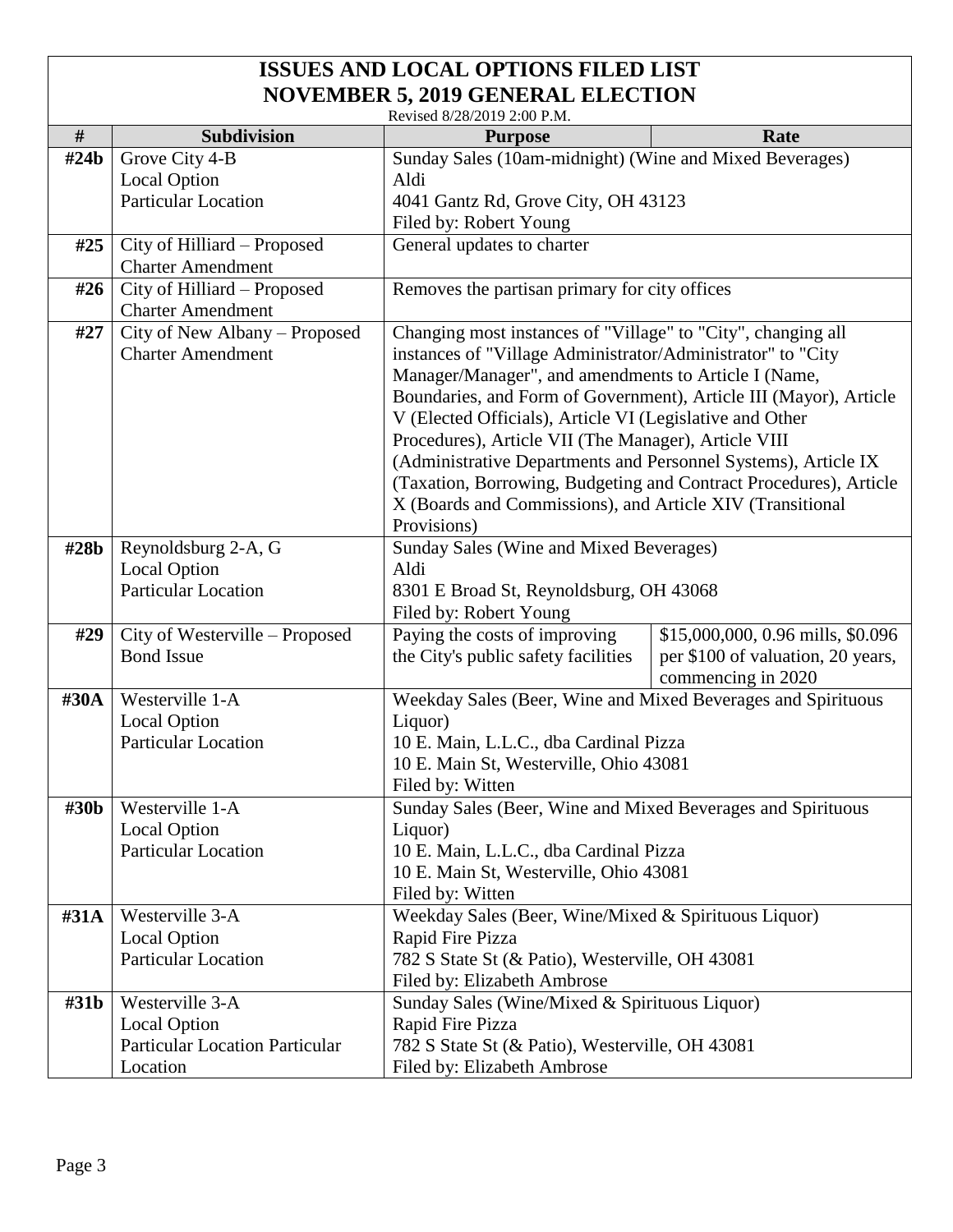# ISSUES AND LOCAL OPTIONS FILED LIST
## NOVEMBER 5, 2019 GENERAL ELECTION

Revised 8/28/2019 2:00 P.M.

| # | Subdivision | Purpose | Rate |
|---|---|---|---|
| #24b | Grove City 4-B<br>Local Option<br>Particular Location | Sunday Sales (10am-midnight) (Wine and Mixed Beverages)<br>Aldi<br>4041 Gantz Rd, Grove City, OH 43123<br>Filed by: Robert Young | |
| #25 | City of Hilliard – Proposed Charter Amendment | General updates to charter | |
| #26 | City of Hilliard – Proposed Charter Amendment | Removes the partisan primary for city offices | |
| #27 | City of New Albany – Proposed Charter Amendment | Changing most instances of "Village" to "City", changing all instances of "Village Administrator/Administrator" to "City Manager/Manager", and amendments to Article I (Name, Boundaries, and Form of Government), Article III (Mayor), Article V (Elected Officials), Article VI (Legislative and Other Procedures), Article VII (The Manager), Article VIII (Administrative Departments and Personnel Systems), Article IX (Taxation, Borrowing, Budgeting and Contract Procedures), Article X (Boards and Commissions), and Article XIV (Transitional Provisions) | |
| #28b | Reynoldsburg 2-A, G<br>Local Option<br>Particular Location | Sunday Sales (Wine and Mixed Beverages)<br>Aldi<br>8301 E Broad St, Reynoldsburg, OH 43068<br>Filed by: Robert Young | |
| #29 | City of Westerville – Proposed Bond Issue | Paying the costs of improving the City's public safety facilities | $15,000,000, 0.96 mills, $0.096 per $100 of valuation, 20 years, commencing in 2020 |
| #30A | Westerville 1-A<br>Local Option<br>Particular Location | Weekday Sales (Beer, Wine and Mixed Beverages and Spirituous Liquor)<br>10 E. Main, L.L.C., dba Cardinal Pizza<br>10 E. Main St, Westerville, Ohio 43081<br>Filed by: Witten | |
| #30b | Westerville 1-A<br>Local Option<br>Particular Location | Sunday Sales (Beer, Wine and Mixed Beverages and Spirituous Liquor)<br>10 E. Main, L.L.C., dba Cardinal Pizza<br>10 E. Main St, Westerville, Ohio 43081<br>Filed by: Witten | |
| #31A | Westerville 3-A<br>Local Option<br>Particular Location | Weekday Sales (Beer, Wine/Mixed & Spirituous Liquor)<br>Rapid Fire Pizza<br>782 S State St (& Patio), Westerville, OH 43081<br>Filed by: Elizabeth Ambrose | |
| #31b | Westerville 3-A<br>Local Option<br>Particular Location Particular Location | Sunday Sales (Wine/Mixed & Spirituous Liquor)<br>Rapid Fire Pizza<br>782 S State St (& Patio), Westerville, OH 43081<br>Filed by: Elizabeth Ambrose | |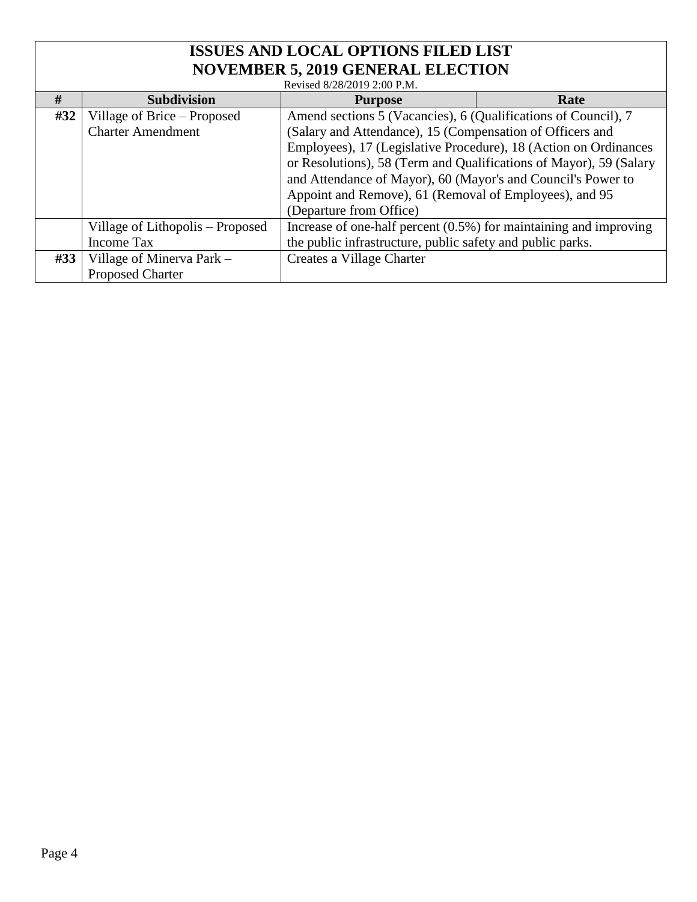# ISSUES AND LOCAL OPTIONS FILED LIST
## NOVEMBER 5, 2019 GENERAL ELECTION

Revised 8/28/2019 2:00 P.M.

| # | Subdivision | Purpose | Rate |
|---|---|---|---|
| #32 | Village of Brice – Proposed Charter Amendment | Amend sections 5 (Vacancies), 6 (Qualifications of Council), 7 (Salary and Attendance), 15 (Compensation of Officers and Employees), 17 (Legislative Procedure), 18 (Action on Ordinances or Resolutions), 58 (Term and Qualifications of Mayor), 59 (Salary and Attendance of Mayor), 60 (Mayor's and Council's Power to Appoint and Remove), 61 (Removal of Employees), and 95 (Departure from Office) | |
| | Village of Lithopolis – Proposed Income Tax | Increase of one-half percent (0.5%) for maintaining and improving the public infrastructure, public safety and public parks. | |
| #33 | Village of Minerva Park – Proposed Charter | Creates a Village Charter | |